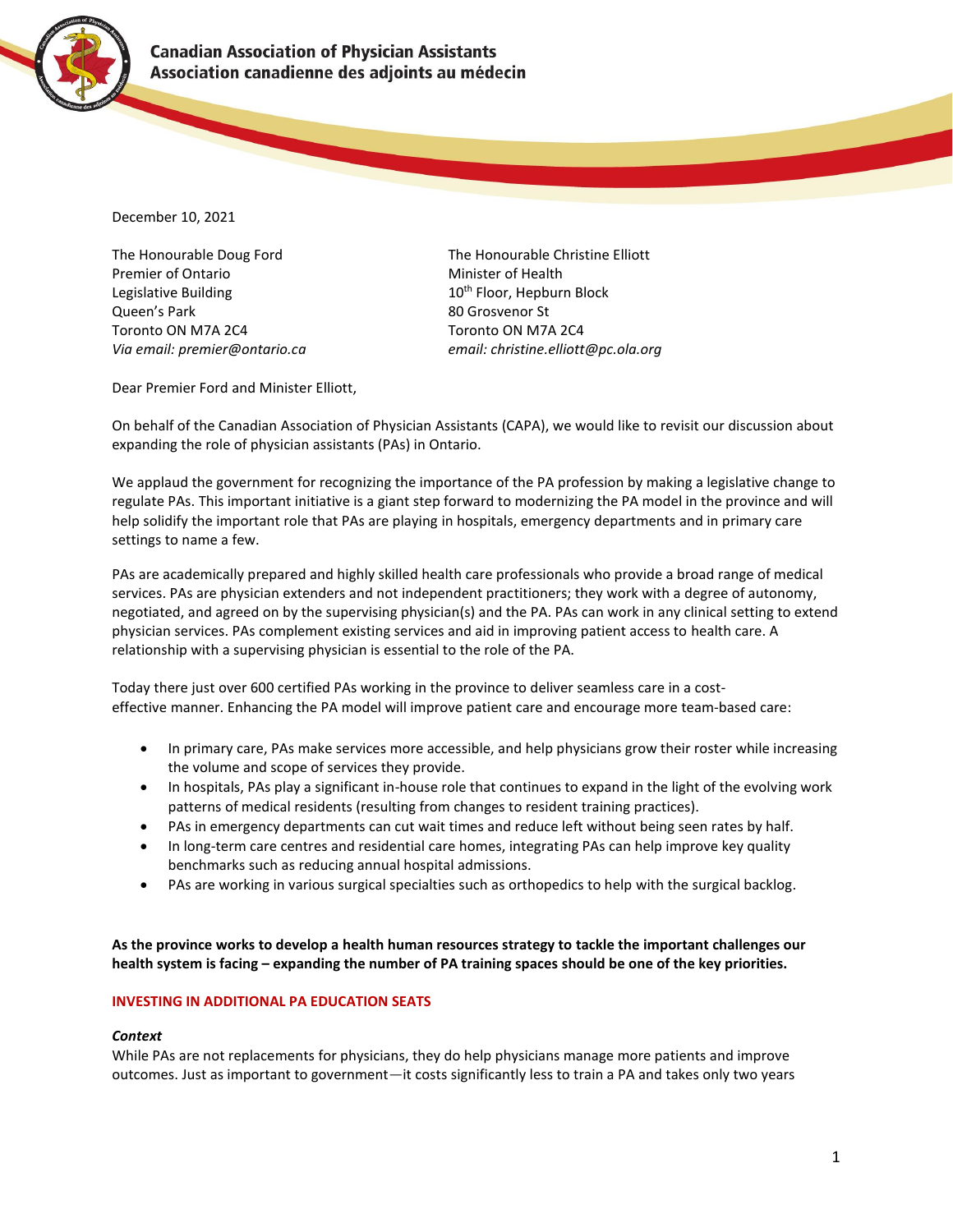**Canadian Association of Physician Assistants**
**Association canadienne des adjoints au médecin**

December 10, 2021

The Honourable Doug Ford
Premier of Ontario
Legislative Building
Queen's Park
Toronto ON M7A 2C4
*Via email: premier@ontario.ca*

The Honourable Christine Elliott
Minister of Health
10th Floor, Hepburn Block
80 Grosvenor St
Toronto ON M7A 2C4
*email: christine.elliott@pc.ola.org*

Dear Premier Ford and Minister Elliott,

On behalf of the Canadian Association of Physician Assistants (CAPA), we would like to revisit our discussion about expanding the role of physician assistants (PAs) in Ontario.

We applaud the government for recognizing the importance of the PA profession by making a legislative change to regulate PAs. This important initiative is a giant step forward to modernizing the PA model in the province and will help solidify the important role that PAs are playing in hospitals, emergency departments and in primary care settings to name a few.

PAs are academically prepared and highly skilled health care professionals who provide a broad range of medical services. PAs are physician extenders and not independent practitioners; they work with a degree of autonomy, negotiated, and agreed on by the supervising physician(s) and the PA. PAs can work in any clinical setting to extend physician services. PAs complement existing services and aid in improving patient access to health care. A relationship with a supervising physician is essential to the role of the PA.

Today there just over 600 certified PAs working in the province to deliver seamless care in a cost-effective manner. Enhancing the PA model will improve patient care and encourage more team-based care:

- In primary care, PAs make services more accessible, and help physicians grow their roster while increasing the volume and scope of services they provide.
- In hospitals, PAs play a significant in-house role that continues to expand in the light of the evolving work patterns of medical residents (resulting from changes to resident training practices).
- PAs in emergency departments can cut wait times and reduce left without being seen rates by half.
- In long-term care centres and residential care homes, integrating PAs can help improve key quality benchmarks such as reducing annual hospital admissions.
- PAs are working in various surgical specialties such as orthopedics to help with the surgical backlog.

**As the province works to develop a health human resources strategy to tackle the important challenges our health system is facing – expanding the number of PA training spaces should be one of the key priorities.**

## INVESTING IN ADDITIONAL PA EDUCATION SEATS

***Context***

While PAs are not replacements for physicians, they do help physicians manage more patients and improve outcomes. Just as important to government—it costs significantly less to train a PA and takes only two years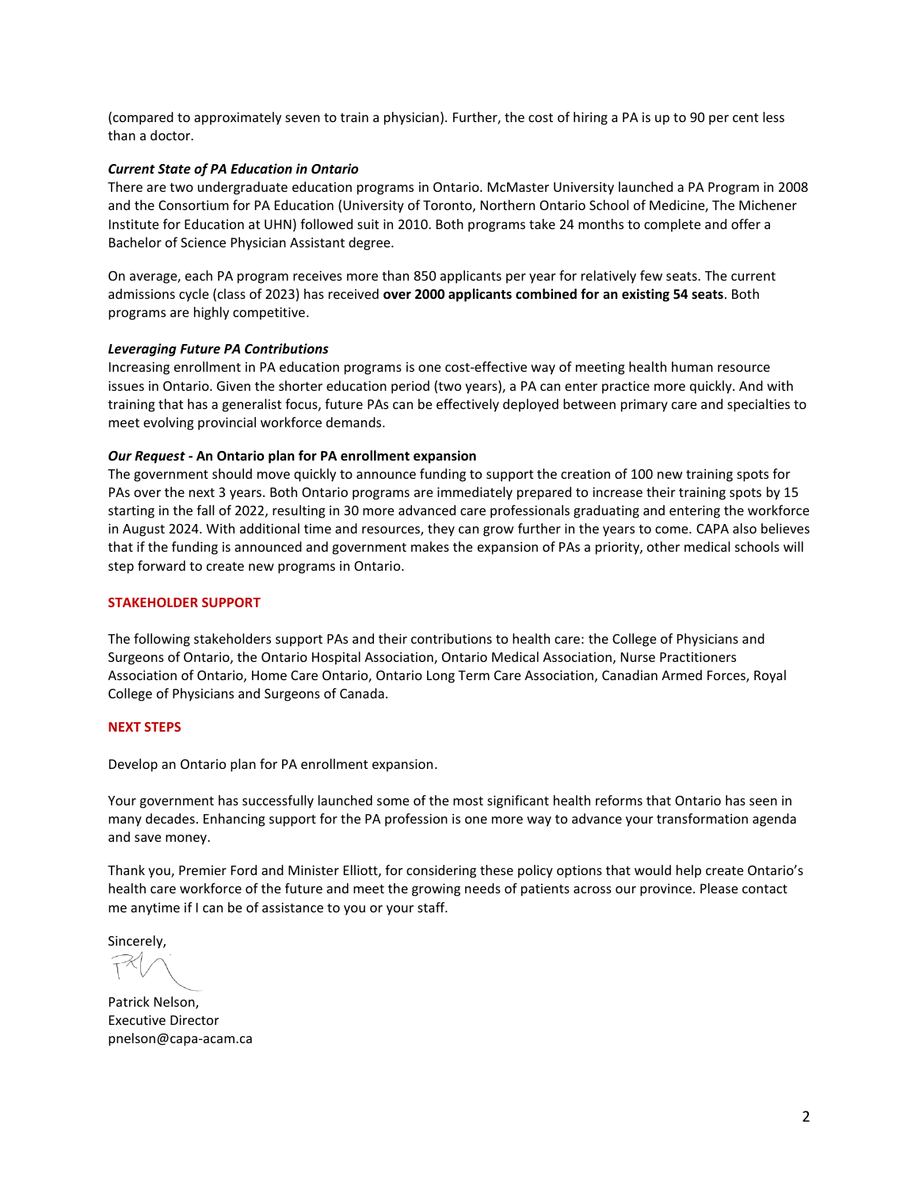(compared to approximately seven to train a physician). Further, the cost of hiring a PA is up to 90 per cent less than a doctor.

***Current State of PA Education in Ontario***

There are two undergraduate education programs in Ontario. McMaster University launched a PA Program in 2008 and the Consortium for PA Education (University of Toronto, Northern Ontario School of Medicine, The Michener Institute for Education at UHN) followed suit in 2010. Both programs take 24 months to complete and offer a Bachelor of Science Physician Assistant degree.

On average, each PA program receives more than 850 applicants per year for relatively few seats. The current admissions cycle (class of 2023) has received **over 2000 applicants combined for an existing 54 seats**. Both programs are highly competitive.

***Leveraging Future PA Contributions***

Increasing enrollment in PA education programs is one cost-effective way of meeting health human resource issues in Ontario. Given the shorter education period (two years), a PA can enter practice more quickly. And with training that has a generalist focus, future PAs can be effectively deployed between primary care and specialties to meet evolving provincial workforce demands.

***Our Request* - An Ontario plan for PA enrollment expansion**

The government should move quickly to announce funding to support the creation of 100 new training spots for PAs over the next 3 years. Both Ontario programs are immediately prepared to increase their training spots by 15 starting in the fall of 2022, resulting in 30 more advanced care professionals graduating and entering the workforce in August 2024. With additional time and resources, they can grow further in the years to come. CAPA also believes that if the funding is announced and government makes the expansion of PAs a priority, other medical schools will step forward to create new programs in Ontario.

## STAKEHOLDER SUPPORT

The following stakeholders support PAs and their contributions to health care: the College of Physicians and Surgeons of Ontario, the Ontario Hospital Association, Ontario Medical Association, Nurse Practitioners Association of Ontario, Home Care Ontario, Ontario Long Term Care Association, Canadian Armed Forces, Royal College of Physicians and Surgeons of Canada.

## NEXT STEPS

Develop an Ontario plan for PA enrollment expansion.

Your government has successfully launched some of the most significant health reforms that Ontario has seen in many decades. Enhancing support for the PA profession is one more way to advance your transformation agenda and save money.

Thank you, Premier Ford and Minister Elliott, for considering these policy options that would help create Ontario's health care workforce of the future and meet the growing needs of patients across our province. Please contact me anytime if I can be of assistance to you or your staff.

Sincerely,

Patrick Nelson,
Executive Director
pnelson@capa-acam.ca